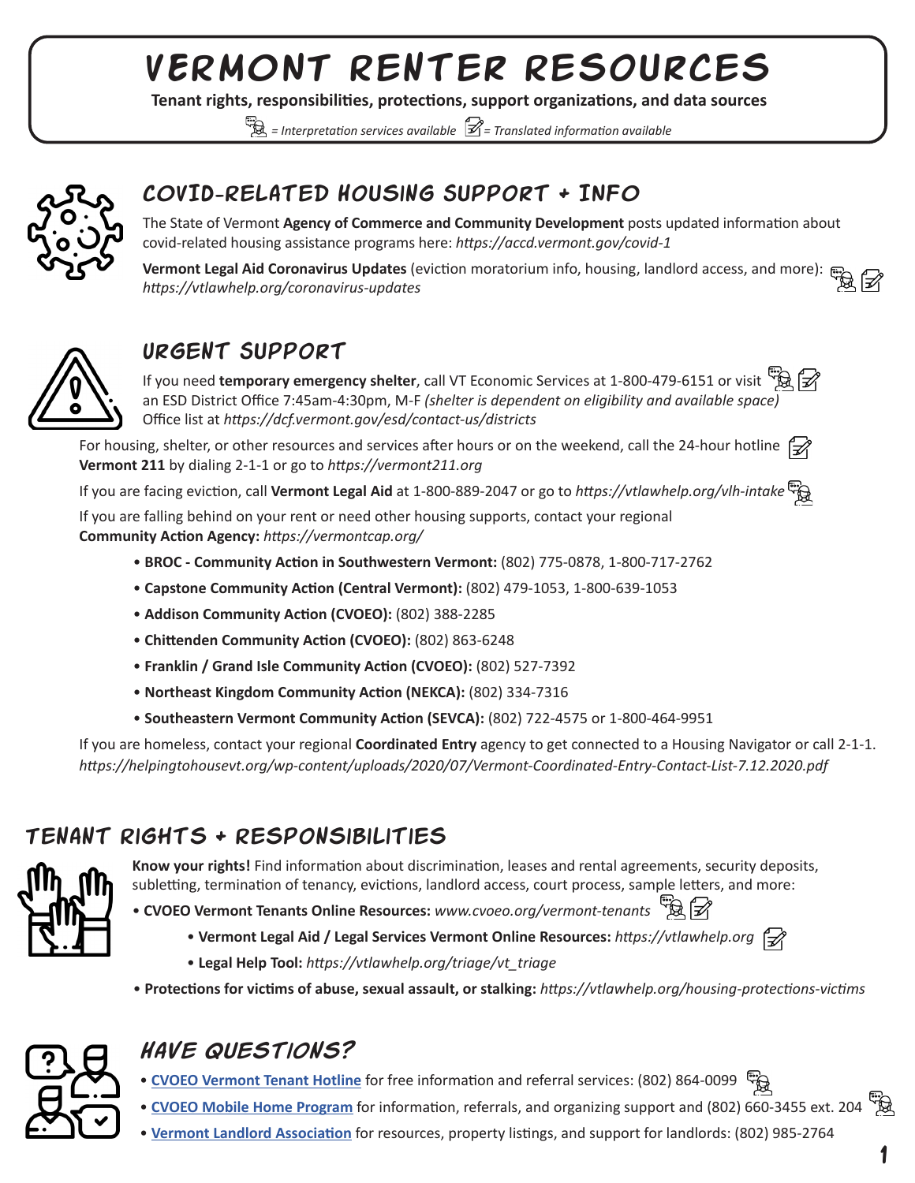# VERMONT RENTER RESOURCES

**Tenant rights, responsibilities, protections, support organizations, and data sources**

*= Interpretation services available* *= Translated information available*

## COVID-RELATED HOUSING SUPPORT + INFO

The State of Vermont **Agency of Commerce and Community Development** posts updated information about covid-related housing assistance programs here: *https://accd.vermont.gov/covid-1*

**Vermont Legal Aid Coronavirus Updates** (eviction moratorium info, housing, landlord access, and more): *https://vtlawhelp.org/coronavirus-updates*

## URGENT SUPPORT

If you need **temporary emergency shelter**, call VT Economic Services at 1-800-479-6151 or visit an ESD District Office 7:45am-4:30pm, M-F *(shelter is dependent on eligibility and available space)* Office list at *https://dcf.vermont.gov/esd/contact-us/districts*

For housing, shelter, or other resources and services after hours or on the weekend, call the 24-hour hotline **Vermont 211** by dialing 2-1-1 or go to *https://vermont211.org*

If you are facing eviction, call **Vermont Legal Aid** at 1-800-889-2047 or go to *https://vtlawhelp.org/vlh-intake*

If you are falling behind on your rent or need other housing supports, contact your regional **Community Action Agency:** *https://vermontcap.org/*

- **BROC - Community Action in Southwestern Vermont:** (802) 775-0878, 1-800-717-2762
- **Capstone Community Action (Central Vermont):** (802) 479-1053, 1-800-639-1053
- **Addison Community Action (CVOEO):** (802) 388-2285
- **Chittenden Community Action (CVOEO):** (802) 863-6248
- **Franklin / Grand Isle Community Action (CVOEO):** (802) 527-7392
- **Northeast Kingdom Community Action (NEKCA):** (802) 334-7316
- **Southeastern Vermont Community Action (SEVCA):** (802) 722-4575 or 1-800-464-9951

If you are homeless, contact your regional **Coordinated Entry** agency to get connected to a Housing Navigator or call 2-1-1. *https://helpingtohousevt.org/wp-content/uploads/2020/07/Vermont-Coordinated-Entry-Contact-List-7.12.2020.pdf*

## TENANT RIGHTS + RESPONSIBILITIES

**Know your rights!** Find information about discrimination, leases and rental agreements, security deposits, subletting, termination of tenancy, evictions, landlord access, court process, sample letters, and more:

- **CVOEO Vermont Tenants Online Resources:** *www.cvoeo.org/vermont-tenants*
  - **Vermont Legal Aid / Legal Services Vermont Online Resources:** *https://vtlawhelp.org*
  - **Legal Help Tool:** *https://vtlawhelp.org/triage/vt_triage*
- **Protections for victims of abuse, sexual assault, or stalking:** *https://vtlawhelp.org/housing-protections-victims*

## HAVE QUESTIONS?

- **CVOEO Vermont Tenant Hotline** for free information and referral services: (802) 864-0099
- **CVOEO Mobile Home Program** for information, referrals, and organizing support and (802) 660-3455 ext. 204
- **Vermont Landlord Association** for resources, property listings, and support for landlords: (802) 985-2764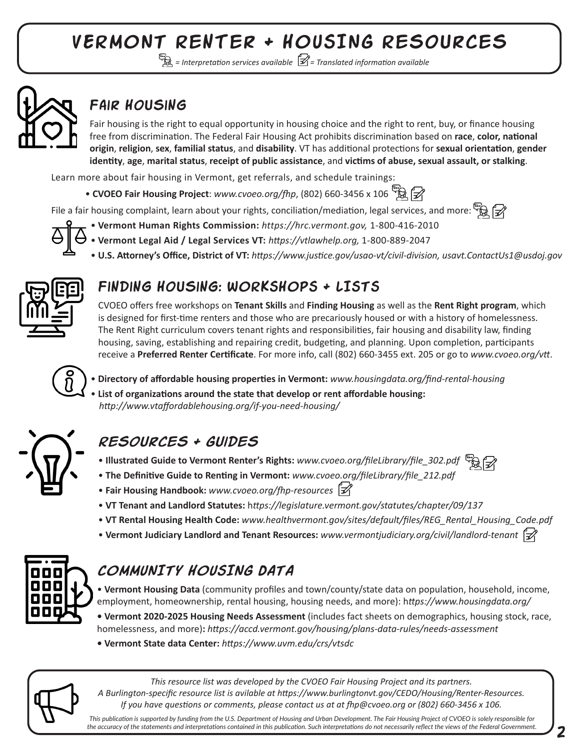# VERMONT RENTER + HOUSING RESOURCES

*= Interpretation services available = Translated information available*

## FAIR HOUSING

Fair housing is the right to equal opportunity in housing choice and the right to rent, buy, or finance housing free from discrimination. The Federal Fair Housing Act prohibits discrimination based on **race**, **color, national origin**, **religion**, **sex**, **familial status**, and **disability**. VT has additional protections for **sexual orientation**, **gender identity**, **age**, **marital status**, **receipt of public assistance**, and **victims of abuse, sexual assault, or stalking**.

Learn more about fair housing in Vermont, get referrals, and schedule trainings:

- **CVOEO Fair Housing Project**: *www.cvoeo.org/fhp*, (802) 660-3456 x 106

File a fair housing complaint, learn about your rights, conciliation/mediation, legal services, and more:

- **Vermont Human Rights Commission:** *https://hrc.vermont.gov,* 1-800-416-2010
- **Vermont Legal Aid / Legal Services VT:** *https://vtlawhelp.org,* 1-800-889-2047
- **U.S. Attorney's Office, District of VT:** *https://www.justice.gov/usao-vt/civil-division, usavt.ContactUs1@usdoj.gov*

## FINDING HOUSING: WORKSHOPS + LISTS

CVOEO offers free workshops on **Tenant Skills** and **Finding Housing** as well as the **Rent Right program**, which is designed for first-time renters and those who are precariously housed or with a history of homelessness. The Rent Right curriculum covers tenant rights and responsibilities, fair housing and disability law, finding housing, saving, establishing and repairing credit, budgeting, and planning. Upon completion, participants receive a **Preferred Renter Certificate**. For more info, call (802) 660-3455 ext. 205 or go to *www.cvoeo.org/vtt*.

- **Directory of affordable housing properties in Vermont:** *www.housingdata.org/find-rental-housing*
- **List of organizations around the state that develop or rent affordable housing:** *http://www.vtaffordablehousing.org/if-you-need-housing/*

## RESOURCES + GUIDES

- **Illustrated Guide to Vermont Renter's Rights:** *www.cvoeo.org/fileLibrary/file_302.pdf*
- **The Definitive Guide to Renting in Vermont:** *www.cvoeo.org/fileLibrary/file_212.pdf*
- **Fair Housing Handbook:** *www.cvoeo.org/fhp-resources*
- **VT Tenant and Landlord Statutes:** *https://legislature.vermont.gov/statutes/chapter/09/137*
- **VT Rental Housing Health Code:** *www.healthvermont.gov/sites/default/files/REG_Rental_Housing_Code.pdf*
- **Vermont Judiciary Landlord and Tenant Resources:** *www.vermontjudiciary.org/civil/landlord-tenant*

## COMMUNITY HOUSING DATA

- **Vermont Housing Data** (community profiles and town/county/state data on population, household, income, employment, homeownership, rental housing, housing needs, and more): *https://www.housingdata.org/*
- **Vermont 2020-2025 Housing Needs Assessment** (includes fact sheets on demographics, housing stock, race, homelessness, and more)**:** *https://accd.vermont.gov/housing/plans-data-rules/needs-assessment*
- **Vermont State data Center:** *https://www.uvm.edu/crs/vtsdc*

*This resource list was developed by the CVOEO Fair Housing Project and its partners.*
*A Burlington-specific resource list is avilable at https://www.burlingtonvt.gov/CEDO/Housing/Renter-Resources.*
*If you have questions or comments, please contact us at at fhp@cvoeo.org or (802) 660-3456 x 106.*

*This publication is supported by funding from the U.S. Department of Housing and Urban Development. The Fair Housing Project of CVOEO is solely responsible for the accuracy of the statements and interpretations contained in this publication. Such interpretations do not necessarily reflect the views of the Federal Government.*